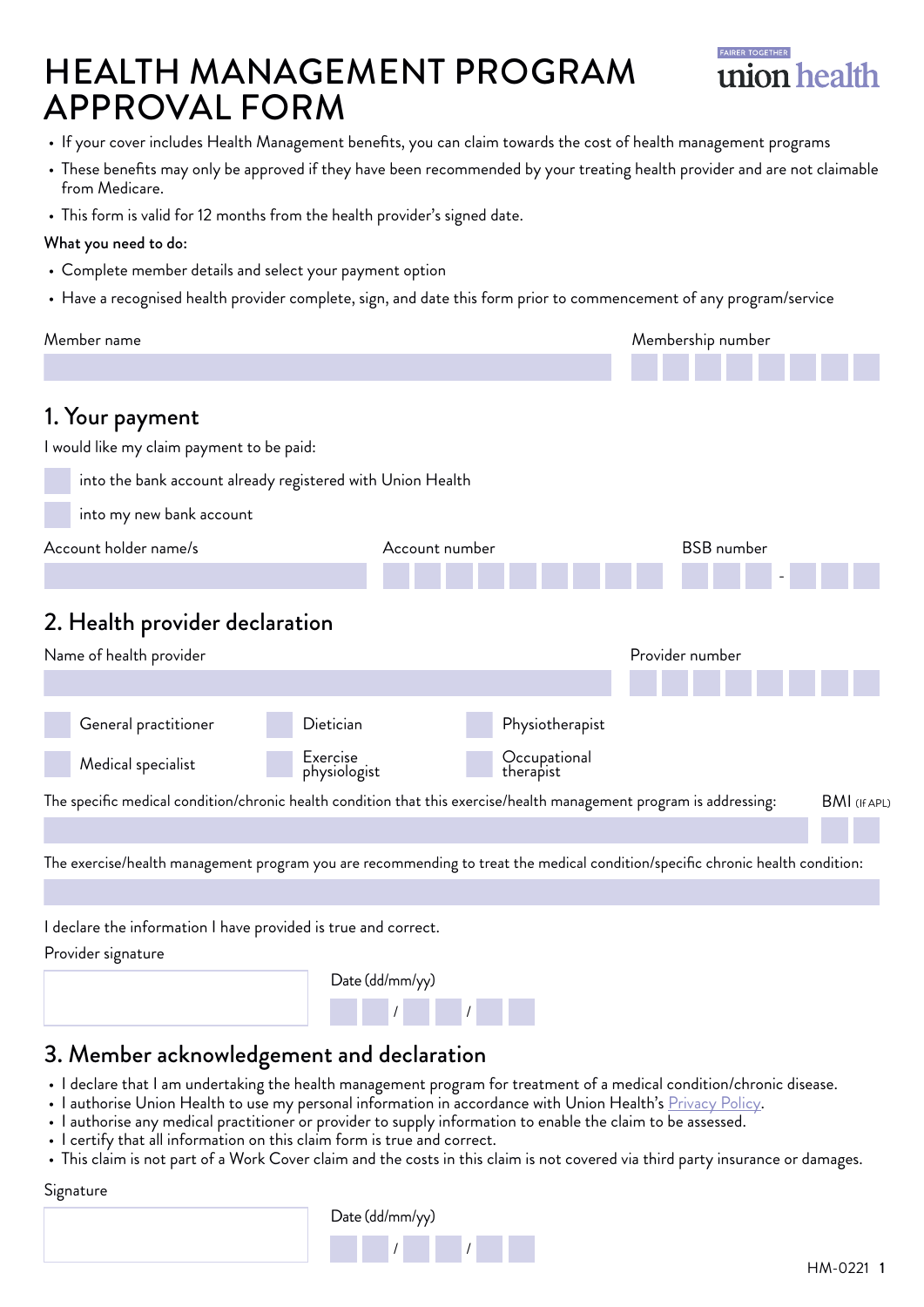# HEALTH MANAGEMENT PROGRAM APPROVAL FORM

FAIRER TOGETHER union health

- If your cover includes Health Management benefits, you can claim towards the cost of health management programs
- These benefits may only be approved if they have been recommended by your treating health provider and are not claimable from Medicare.
- This form is valid for 12 months from the health provider's signed date.

**What you need to do:**

- Complete member details and select your payment option
- Have a recognised health provider complete, sign, and date this form prior to commencement of any program/service

Member name

Membership number

## 1. Your payment

I would like my claim payment to be paid:

☐ into the bank account already registered with Union Health

☐ into my new bank account

Account holder name/s

Account number

BSB number

## 2. Health provider declaration

Name of health provider

Provider number

☐ General practitioner ☐ Dietician ☐ Physiotherapist

☐ Medical specialist ☐ Exercise physiologist ☐ Occupational therapist

The specific medical condition/chronic health condition that this exercise/health management program is addressing:

BMI (IF APL)

The exercise/health management program you are recommending to treat the medical condition/specific chronic health condition:

I declare the information I have provided is true and correct.

Provider signature

Date (dd/mm/yy) / /

## 3. Member acknowledgement and declaration

- I declare that I am undertaking the health management program for treatment of a medical condition/chronic disease.
- I authorise Union Health to use my personal information in accordance with Union Health's Privacy Policy.
- I authorise any medical practitioner or provider to supply information to enable the claim to be assessed.
- I certify that all information on this claim form is true and correct.
- This claim is not part of a Work Cover claim and the costs in this claim is not covered via third party insurance or damages.

Signature

Date (dd/mm/yy) / /

HM-0221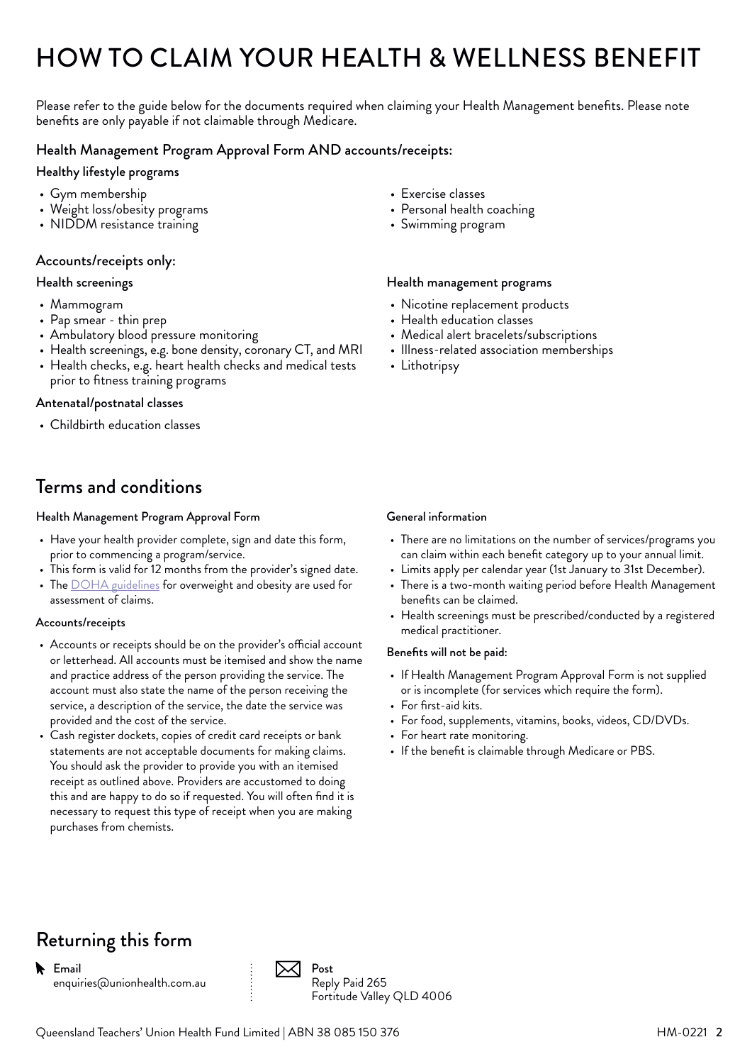# HOW TO CLAIM YOUR HEALTH & WELLNESS BENEFIT

Please refer to the guide below for the documents required when claiming your Health Management benefits. Please note benefits are only payable if not claimable through Medicare.

### Health Management Program Approval Form AND accounts/receipts:

#### Healthy lifestyle programs

- Gym membership
- Weight loss/obesity programs
- NIDDM resistance training
- Exercise classes
- Personal health coaching
- Swimming program

### Accounts/receipts only:

#### Health screenings

- Mammogram
- Pap smear - thin prep
- Ambulatory blood pressure monitoring
- Health screenings, e.g. bone density, coronary CT, and MRI
- Health checks, e.g. heart health checks and medical tests prior to fitness training programs

#### Antenatal/postnatal classes

- Childbirth education classes

#### Health management programs

- Nicotine replacement products
- Health education classes
- Medical alert bracelets/subscriptions
- Illness-related association memberships
- Lithotripsy

## Terms and conditions

#### Health Management Program Approval Form

- Have your health provider complete, sign and date this form, prior to commencing a program/service.
- This form is valid for 12 months from the provider's signed date.
- The DOHA guidelines for overweight and obesity are used for assessment of claims.

#### Accounts/receipts

- Accounts or receipts should be on the provider's official account or letterhead. All accounts must be itemised and show the name and practice address of the person providing the service. The account must also state the name of the person receiving the service, a description of the service, the date the service was provided and the cost of the service.
- Cash register dockets, copies of credit card receipts or bank statements are not acceptable documents for making claims. You should ask the provider to provide you with an itemised receipt as outlined above. Providers are accustomed to doing this and are happy to do so if requested. You will often find it is necessary to request this type of receipt when you are making purchases from chemists.

#### General information

- There are no limitations on the number of services/programs you can claim within each benefit category up to your annual limit.
- Limits apply per calendar year (1st January to 31st December).
- There is a two-month waiting period before Health Management benefits can be claimed.
- Health screenings must be prescribed/conducted by a registered medical practitioner.

#### Benefits will not be paid:

- If Health Management Program Approval Form is not supplied or is incomplete (for services which require the form).
- For first-aid kits.
- For food, supplements, vitamins, books, videos, CD/DVDs.
- For heart rate monitoring.
- If the benefit is claimable through Medicare or PBS.

## Returning this form

**Email**
enquiries@unionhealth.com.au

**Post**
Reply Paid 265
Fortitude Valley QLD 4006

Queensland Teachers' Union Health Fund Limited | ABN 38 085 150 376

HM-0221